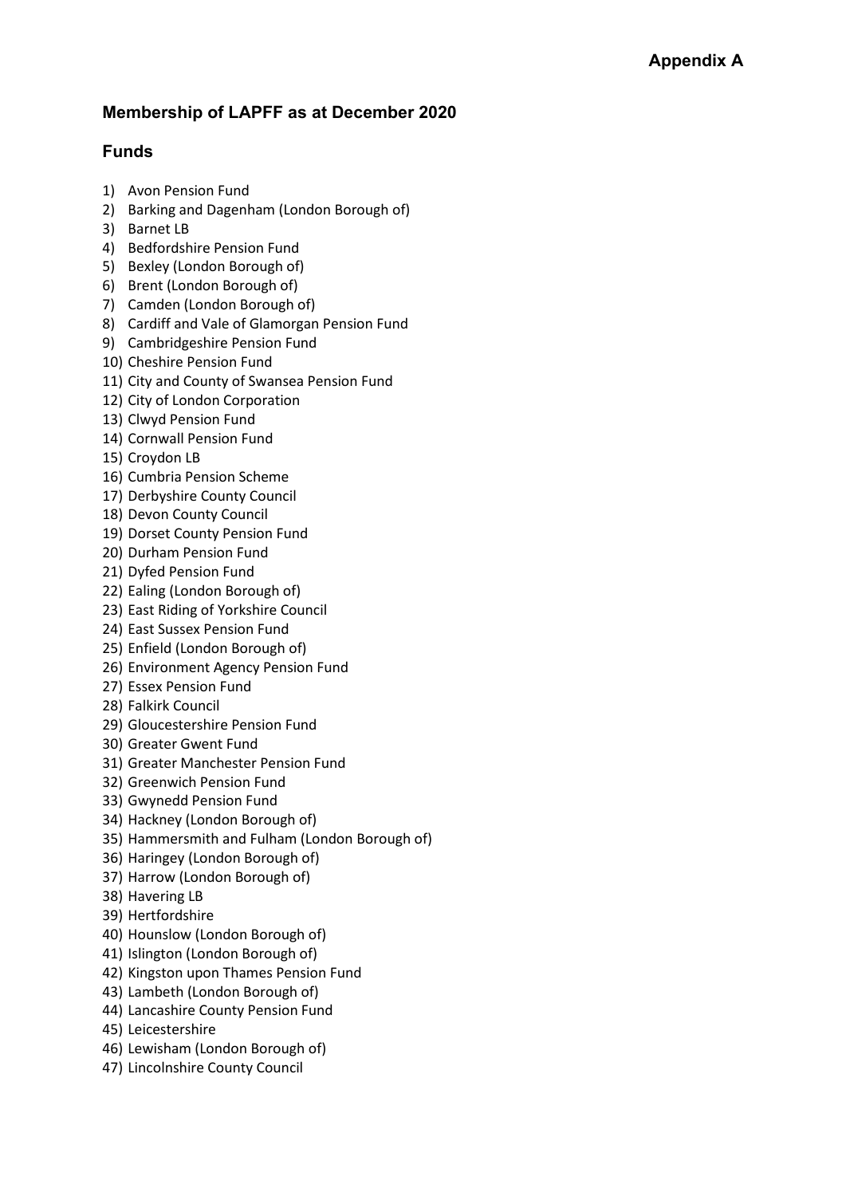**Appendix A**

## Membership of LAPFF as at December 2020

### Funds

1) Avon Pension Fund
2) Barking and Dagenham (London Borough of)
3) Barnet LB
4) Bedfordshire Pension Fund
5) Bexley (London Borough of)
6) Brent (London Borough of)
7) Camden (London Borough of)
8) Cardiff and Vale of Glamorgan Pension Fund
9) Cambridgeshire Pension Fund
10) Cheshire Pension Fund
11) City and County of Swansea Pension Fund
12) City of London Corporation
13) Clwyd Pension Fund
14) Cornwall Pension Fund
15) Croydon LB
16) Cumbria Pension Scheme
17) Derbyshire County Council
18) Devon County Council
19) Dorset County Pension Fund
20) Durham Pension Fund
21) Dyfed Pension Fund
22) Ealing (London Borough of)
23) East Riding of Yorkshire Council
24) East Sussex Pension Fund
25) Enfield (London Borough of)
26) Environment Agency Pension Fund
27) Essex Pension Fund
28) Falkirk Council
29) Gloucestershire Pension Fund
30) Greater Gwent Fund
31) Greater Manchester Pension Fund
32) Greenwich Pension Fund
33) Gwynedd Pension Fund
34) Hackney (London Borough of)
35) Hammersmith and Fulham (London Borough of)
36) Haringey (London Borough of)
37) Harrow (London Borough of)
38) Havering LB
39) Hertfordshire
40) Hounslow (London Borough of)
41) Islington (London Borough of)
42) Kingston upon Thames Pension Fund
43) Lambeth (London Borough of)
44) Lancashire County Pension Fund
45) Leicestershire
46) Lewisham (London Borough of)
47) Lincolnshire County Council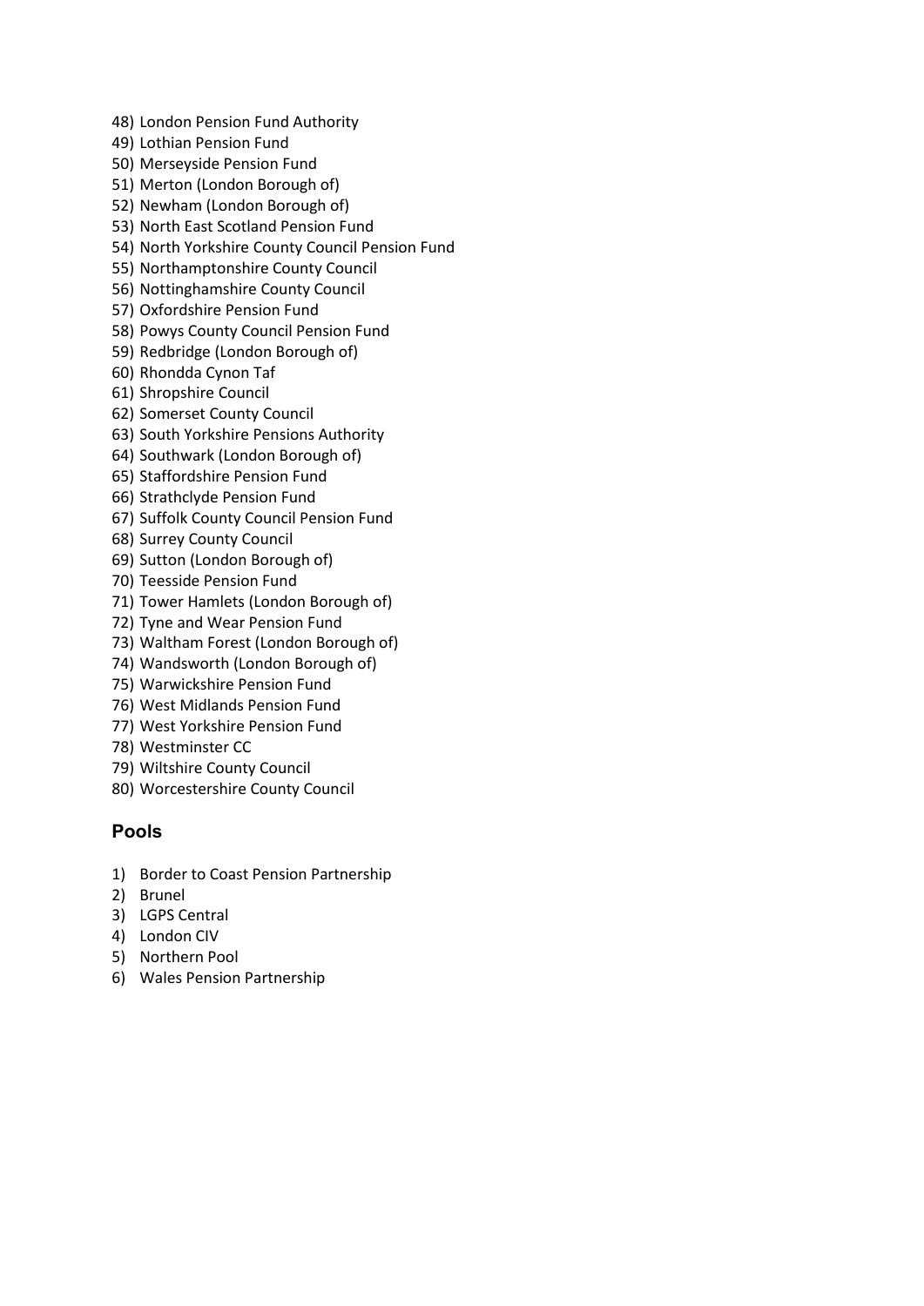48) London Pension Fund Authority
49) Lothian Pension Fund
50) Merseyside Pension Fund
51) Merton (London Borough of)
52) Newham (London Borough of)
53) North East Scotland Pension Fund
54) North Yorkshire County Council Pension Fund
55) Northamptonshire County Council
56) Nottinghamshire County Council
57) Oxfordshire Pension Fund
58) Powys County Council Pension Fund
59) Redbridge (London Borough of)
60) Rhondda Cynon Taf
61) Shropshire Council
62) Somerset County Council
63) South Yorkshire Pensions Authority
64) Southwark (London Borough of)
65) Staffordshire Pension Fund
66) Strathclyde Pension Fund
67) Suffolk County Council Pension Fund
68) Surrey County Council
69) Sutton (London Borough of)
70) Teesside Pension Fund
71) Tower Hamlets (London Borough of)
72) Tyne and Wear Pension Fund
73) Waltham Forest (London Borough of)
74) Wandsworth (London Borough of)
75) Warwickshire Pension Fund
76) West Midlands Pension Fund
77) West Yorkshire Pension Fund
78) Westminster CC
79) Wiltshire County Council
80) Worcestershire County Council

### Pools

1) Border to Coast Pension Partnership
2) Brunel
3) LGPS Central
4) London CIV
5) Northern Pool
6) Wales Pension Partnership